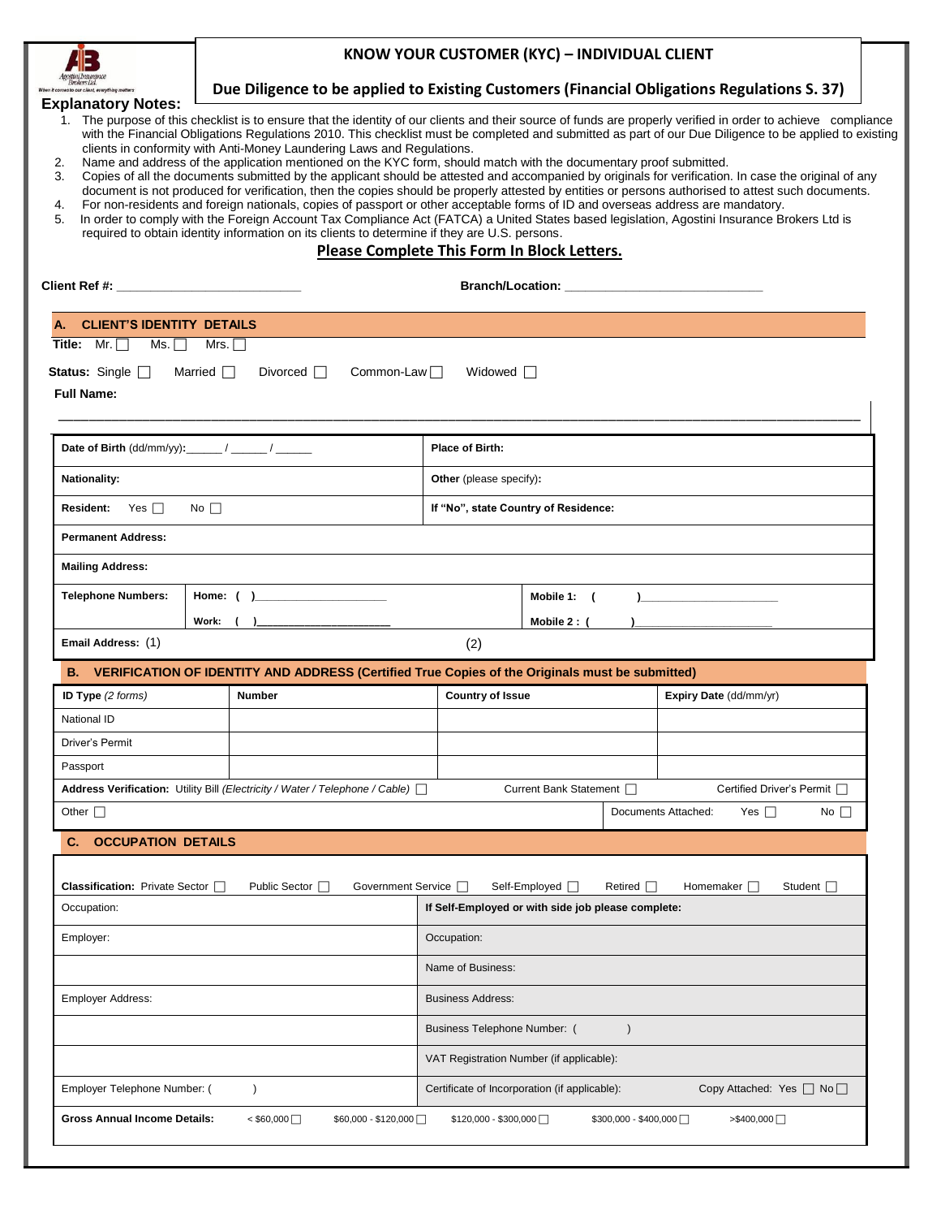# KNOW YOUR CUSTOMER (KYC) – INDIVIDUAL CLIENT

## Due Diligence to be applied to Existing Customers (Financial Obligations Regulations S. 37)

**Explanatory Notes:**

1. The purpose of this checklist is to ensure that the identity of our clients and their source of funds are properly verified in order to achieve compliance with the Financial Obligations Regulations 2010. This checklist must be completed and submitted as part of our Due Diligence to be applied to existing clients in conformity with Anti-Money Laundering Laws and Regulations.
2. Name and address of the application mentioned on the KYC form, should match with the documentary proof submitted.
3. Copies of all the documents submitted by the applicant should be attested and accompanied by originals for verification. In case the original of any document is not produced for verification, then the copies should be properly attested by entities or persons authorised to attest such documents.
4. For non-residents and foreign nationals, copies of passport or other acceptable forms of ID and overseas address are mandatory.
5. In order to comply with the Foreign Account Tax Compliance Act (FATCA) a United States based legislation, Agostini Insurance Brokers Ltd is required to obtain identity information on its clients to determine if they are U.S. persons.

**Please Complete This Form In Block Letters.**

**Client Ref #:** ___________________________ **Branch/Location:** ____________________________

### A. CLIENT'S IDENTITY DETAILS

**Title:** Mr. ☐ Ms. ☐ Mrs. ☐

**Status:** Single ☐ Married ☐ Divorced ☐ Common-Law ☐ Widowed ☐

**Full Name:**

_______________________________________________________________________________

| | |
|---|---|
| **Date of Birth** (dd/mm/yy): ______ / ______ / ______ | **Place of Birth:** |
| **Nationality:** | **Other** (please specify): |
| **Resident:** Yes ☐ No ☐ | **If "No", state Country of Residence:** |
| **Permanent Address:** | |
| **Mailing Address:** | |
| **Telephone Numbers:** Home: ( )____________________ Work: ( )______________________ | **Mobile 1:** ( )____________________ **Mobile 2 :** ( )____________________ |
| **Email Address:** (1) | (2) |

### B. VERIFICATION OF IDENTITY AND ADDRESS (Certified True Copies of the Originals must be submitted)

| **ID Type** *(2 forms)* | **Number** | **Country of Issue** | **Expiry Date** (dd/mm/yr) |
|---|---|---|---|
| National ID | | | |
| Driver's Permit | | | |
| Passport | | | |

**Address Verification:** Utility Bill *(Electricity / Water / Telephone / Cable)* ☐ Current Bank Statement ☐ Certified Driver's Permit ☐

Other ☐ Documents Attached: Yes ☐ No ☐

### C. OCCUPATION DETAILS

**Classification:** Private Sector ☐ Public Sector ☐ Government Service ☐ Self-Employed ☐ Retired ☐ Homemaker ☐ Student ☐

| | |
|---|---|
| Occupation: | **If Self-Employed or with side job please complete:** |
| Employer: | Occupation: |
| | Name of Business: |
| Employer Address: | Business Address: |
| | Business Telephone Number: ( ) |
| | VAT Registration Number (if applicable): |
| Employer Telephone Number: ( ) | Certificate of Incorporation (if applicable): Copy Attached: Yes ☐ No ☐ |

**Gross Annual Income Details:** < $60,000 ☐ $60,000 - $120,000 ☐ $120,000 - $300,000 ☐ $300,000 - $400,000 ☐ >$400,000 ☐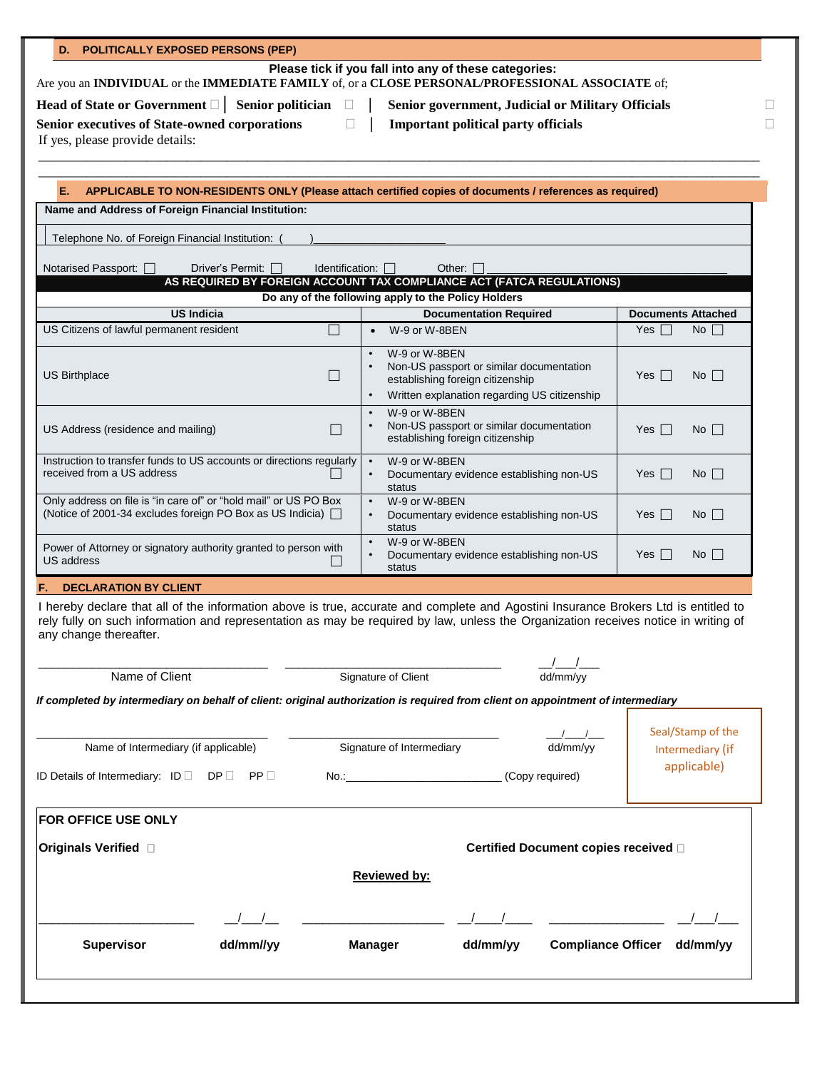## D. POLITICALLY EXPOSED PERSONS (PEP)

**Please tick if you fall into any of these categories:**

Are you an **INDIVIDUAL** or the **IMMEDIATE FAMILY** of, or a **CLOSE PERSONAL/PROFESSIONAL ASSOCIATE** of;

**Head of State or Government** ☐ | **Senior politician** ☐ | **Senior government, Judicial or Military Officials** ☐

**Senior executives of State-owned corporations** ☐ | **Important political party officials** ☐

If yes, please provide details:

_______________________________________________________________________________

_______________________________________________________________________________

## E. APPLICABLE TO NON-RESIDENTS ONLY (Please attach certified copies of documents / references as required)

**Name and Address of Foreign Financial Institution:**

Telephone No. of Foreign Financial Institution: ( )_______________________

Notarised Passport: ☐ Driver's Permit: ☐ Identification: ☐ Other: ☐ _______________________

**AS REQUIRED BY FOREIGN ACCOUNT TAX COMPLIANCE ACT (FATCA REGULATIONS)**

**Do any of the following apply to the Policy Holders**

| US Indicia | Documentation Required | Documents Attached |
|---|---|---|
| US Citizens of lawful permanent resident ☐ | • W-9 or W-8BEN | Yes ☐ No ☐ |
| US Birthplace ☐ | • W-9 or W-8BEN<br>• Non-US passport or similar documentation establishing foreign citizenship<br>• Written explanation regarding US citizenship | Yes ☐ No ☐ |
| US Address (residence and mailing) ☐ | • W-9 or W-8BEN<br>• Non-US passport or similar documentation establishing foreign citizenship | Yes ☐ No ☐ |
| Instruction to transfer funds to US accounts or directions regularly received from a US address ☐ | • W-9 or W-8BEN<br>• Documentary evidence establishing non-US status | Yes ☐ No ☐ |
| Only address on file is "in care of" or "hold mail" or US PO Box (Notice of 2001-34 excludes foreign PO Box as US Indicia) ☐ | • W-9 or W-8BEN<br>• Documentary evidence establishing non-US status | Yes ☐ No ☐ |
| Power of Attorney or signatory authority granted to person with US address ☐ | • W-9 or W-8BEN<br>• Documentary evidence establishing non-US status | Yes ☐ No ☐ |

## F. DECLARATION BY CLIENT

I hereby declare that all of the information above is true, accurate and complete and Agostini Insurance Brokers Ltd is entitled to rely fully on such information and representation as may be required by law, unless the Organization receives notice in writing of any change thereafter.

_______________________ _______________________ __/__/__

Name of Client Signature of Client dd/mm/yy

*If completed by intermediary on behalf of client: original authorization is required from client on appointment of intermediary*

_______________________ _______________________ __/__/__

Name of Intermediary (if applicable) Signature of Intermediary dd/mm/yy

Seal/Stamp of the Intermediary (if applicable)

ID Details of Intermediary: ID ☐ DP ☐ PP ☐ No.:_______________________ (Copy required)

**FOR OFFICE USE ONLY**

**Originals Verified** ☐ **Certified Document copies received** ☐

**Reviewed by:**

| | | | | | |
|---|---|---|---|---|---|
| _______________ | __/__/__ | _______________ | __/__/__ | _______________ | __/__/__ |
| **Supervisor** | **dd/mm//yy** | **Manager** | **dd/mm/yy** | **Compliance Officer** | **dd/mm/yy** |